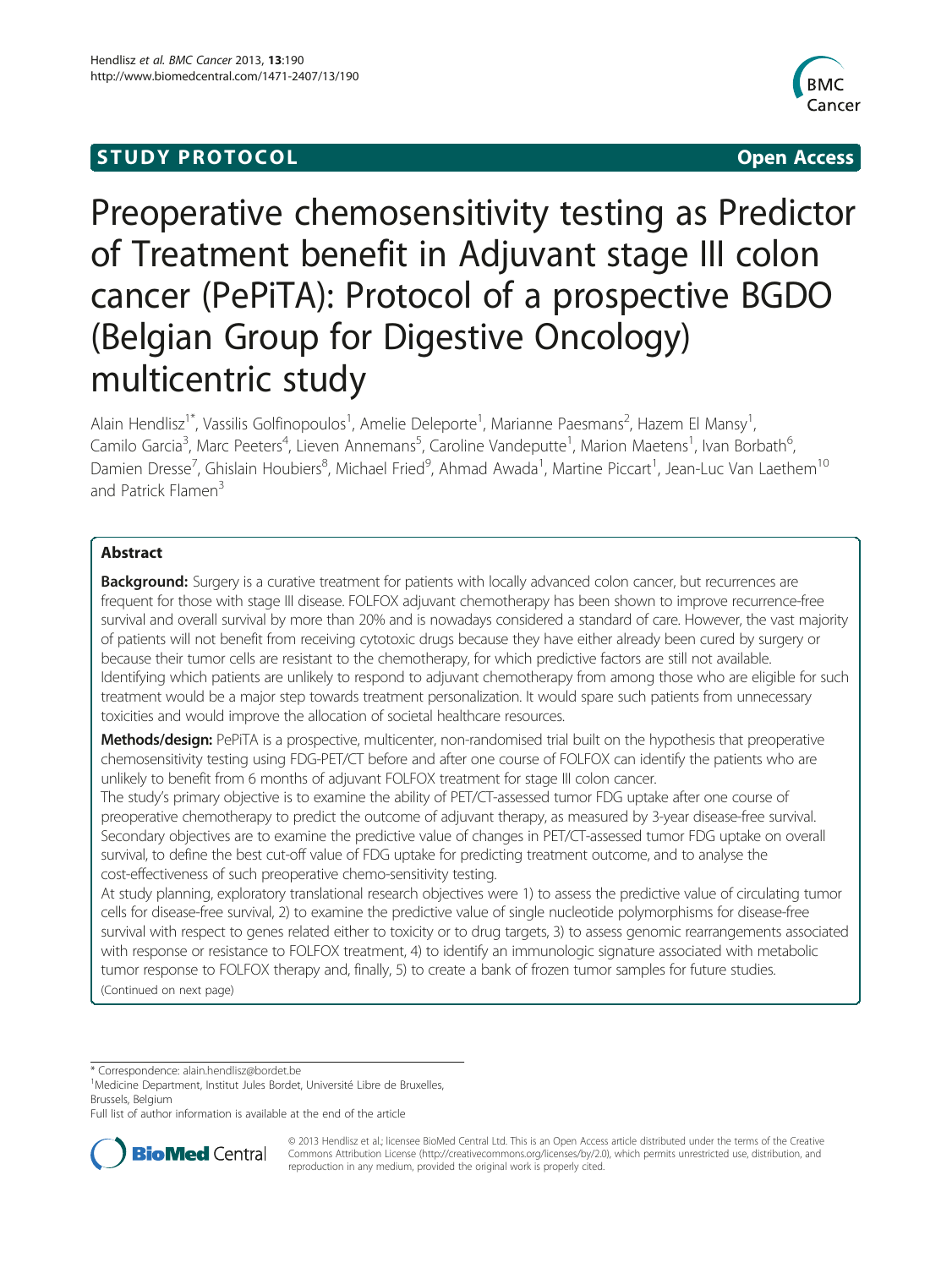**STUDY PROTOCOL** **Open Access**

# Preoperative chemosensitivity testing as Predictor of Treatment benefit in Adjuvant stage III colon cancer (PePiTA): Protocol of a prospective BGDO (Belgian Group for Digestive Oncology) multicentric study

Alain Hendlisz[1*], Vassilis Golfinopoulos[1], Amelie Deleporte[1], Marianne Paesmans[2], Hazem El Mansy[1], Camilo Garcia[3], Marc Peeters[4], Lieven Annemans[5], Caroline Vandeputte[1], Marion Maetens[1], Ivan Borbath[6], Damien Dresse[7], Ghislain Houbiers[8], Michael Fried[9], Ahmad Awada[1], Martine Piccart[1], Jean-Luc Van Laethem[10] and Patrick Flamen[3]

## Abstract

**Background:** Surgery is a curative treatment for patients with locally advanced colon cancer, but recurrences are frequent for those with stage III disease. FOLFOX adjuvant chemotherapy has been shown to improve recurrence-free survival and overall survival by more than 20% and is nowadays considered a standard of care. However, the vast majority of patients will not benefit from receiving cytotoxic drugs because they have either already been cured by surgery or because their tumor cells are resistant to the chemotherapy, for which predictive factors are still not available. Identifying which patients are unlikely to respond to adjuvant chemotherapy from among those who are eligible for such treatment would be a major step towards treatment personalization. It would spare such patients from unnecessary toxicities and would improve the allocation of societal healthcare resources.

**Methods/design:** PePiTA is a prospective, multicenter, non-randomised trial built on the hypothesis that preoperative chemosensitivity testing using FDG-PET/CT before and after one course of FOLFOX can identify the patients who are unlikely to benefit from 6 months of adjuvant FOLFOX treatment for stage III colon cancer.

The study's primary objective is to examine the ability of PET/CT-assessed tumor FDG uptake after one course of preoperative chemotherapy to predict the outcome of adjuvant therapy, as measured by 3-year disease-free survival. Secondary objectives are to examine the predictive value of changes in PET/CT-assessed tumor FDG uptake on overall survival, to define the best cut-off value of FDG uptake for predicting treatment outcome, and to analyse the cost-effectiveness of such preoperative chemo-sensitivity testing.

At study planning, exploratory translational research objectives were 1) to assess the predictive value of circulating tumor cells for disease-free survival, 2) to examine the predictive value of single nucleotide polymorphisms for disease-free survival with respect to genes related either to toxicity or to drug targets, 3) to assess genomic rearrangements associated with response or resistance to FOLFOX treatment, 4) to identify an immunologic signature associated with metabolic tumor response to FOLFOX therapy and, finally, 5) to create a bank of frozen tumor samples for future studies.

(Continued on next page)

---

\* Correspondence: alain.hendlisz@bordet.be

[1]Medicine Department, Institut Jules Bordet, Université Libre de Bruxelles, Brussels, Belgium

Full list of author information is available at the end of the article

© 2013 Hendlisz et al.; licensee BioMed Central Ltd. This is an Open Access article distributed under the terms of the Creative Commons Attribution License (http://creativecommons.org/licenses/by/2.0), which permits unrestricted use, distribution, and reproduction in any medium, provided the original work is properly cited.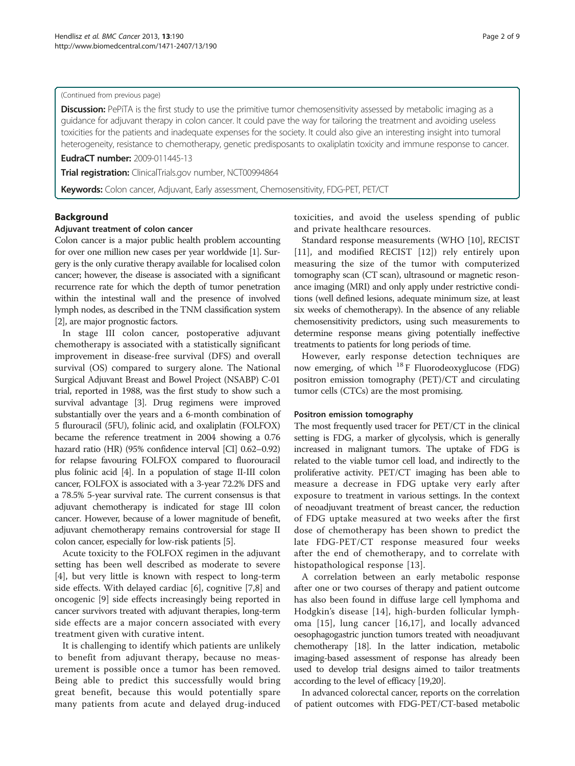(Continued from previous page)

**Discussion:** PePiTA is the first study to use the primitive tumor chemosensitivity assessed by metabolic imaging as a guidance for adjuvant therapy in colon cancer. It could pave the way for tailoring the treatment and avoiding useless toxicities for the patients and inadequate expenses for the society. It could also give an interesting insight into tumoral heterogeneity, resistance to chemotherapy, genetic predisposants to oxaliplatin toxicity and immune response to cancer.

**EudraCT number:** 2009-011445-13

**Trial registration:** ClinicalTrials.gov number, NCT00994864

**Keywords:** Colon cancer, Adjuvant, Early assessment, Chemosensitivity, FDG-PET, PET/CT

## Background

### Adjuvant treatment of colon cancer

Colon cancer is a major public health problem accounting for over one million new cases per year worldwide [1]. Surgery is the only curative therapy available for localised colon cancer; however, the disease is associated with a significant recurrence rate for which the depth of tumor penetration within the intestinal wall and the presence of involved lymph nodes, as described in the TNM classification system [2], are major prognostic factors.

In stage III colon cancer, postoperative adjuvant chemotherapy is associated with a statistically significant improvement in disease-free survival (DFS) and overall survival (OS) compared to surgery alone. The National Surgical Adjuvant Breast and Bowel Project (NSABP) C-01 trial, reported in 1988, was the first study to show such a survival advantage [3]. Drug regimens were improved substantially over the years and a 6-month combination of 5 flurouracil (5FU), folinic acid, and oxaliplatin (FOLFOX) became the reference treatment in 2004 showing a 0.76 hazard ratio (HR) (95% confidence interval [CI] 0.62–0.92) for relapse favouring FOLFOX compared to fluorouracil plus folinic acid [4]. In a population of stage II-III colon cancer, FOLFOX is associated with a 3-year 72.2% DFS and a 78.5% 5-year survival rate. The current consensus is that adjuvant chemotherapy is indicated for stage III colon cancer. However, because of a lower magnitude of benefit, adjuvant chemotherapy remains controversial for stage II colon cancer, especially for low-risk patients [5].

Acute toxicity to the FOLFOX regimen in the adjuvant setting has been well described as moderate to severe [4], but very little is known with respect to long-term side effects. With delayed cardiac [6], cognitive [7,8] and oncogenic [9] side effects increasingly being reported in cancer survivors treated with adjuvant therapies, long-term side effects are a major concern associated with every treatment given with curative intent.

It is challenging to identify which patients are unlikely to benefit from adjuvant therapy, because no measurement is possible once a tumor has been removed. Being able to predict this successfully would bring great benefit, because this would potentially spare many patients from acute and delayed drug-induced toxicities, and avoid the useless spending of public and private healthcare resources.

Standard response measurements (WHO [10], RECIST [11], and modified RECIST [12]) rely entirely upon measuring the size of the tumor with computerized tomography scan (CT scan), ultrasound or magnetic resonance imaging (MRI) and only apply under restrictive conditions (well defined lesions, adequate minimum size, at least six weeks of chemotherapy). In the absence of any reliable chemosensitivity predictors, using such measurements to determine response means giving potentially ineffective treatments to patients for long periods of time.

However, early response detection techniques are now emerging, of which $^{18}$F Fluorodeoxyglucose (FDG) positron emission tomography (PET)/CT and circulating tumor cells (CTCs) are the most promising.

### Positron emission tomography

The most frequently used tracer for PET/CT in the clinical setting is FDG, a marker of glycolysis, which is generally increased in malignant tumors. The uptake of FDG is related to the viable tumor cell load, and indirectly to the proliferative activity. PET/CT imaging has been able to measure a decrease in FDG uptake very early after exposure to treatment in various settings. In the context of neoadjuvant treatment of breast cancer, the reduction of FDG uptake measured at two weeks after the first dose of chemotherapy has been shown to predict the late FDG-PET/CT response measured four weeks after the end of chemotherapy, and to correlate with histopathological response [13].

A correlation between an early metabolic response after one or two courses of therapy and patient outcome has also been found in diffuse large cell lymphoma and Hodgkin's disease [14], high-burden follicular lymphoma [15], lung cancer [16,17], and locally advanced oesophagogastric junction tumors treated with neoadjuvant chemotherapy [18]. In the latter indication, metabolic imaging-based assessment of response has already been used to develop trial designs aimed to tailor treatments according to the level of efficacy [19,20].

In advanced colorectal cancer, reports on the correlation of patient outcomes with FDG-PET/CT-based metabolic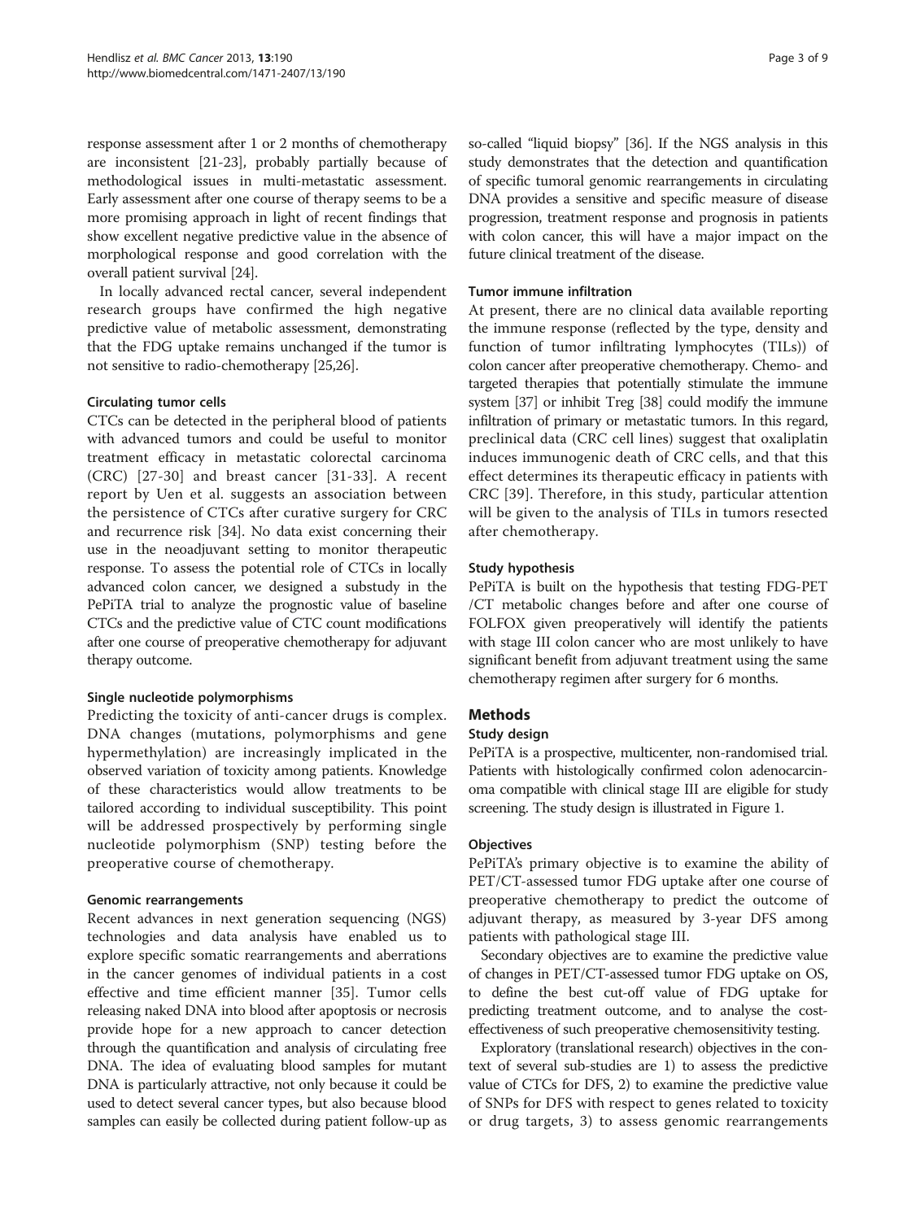response assessment after 1 or 2 months of chemotherapy are inconsistent [21-23], probably partially because of methodological issues in multi-metastatic assessment. Early assessment after one course of therapy seems to be a more promising approach in light of recent findings that show excellent negative predictive value in the absence of morphological response and good correlation with the overall patient survival [24].

In locally advanced rectal cancer, several independent research groups have confirmed the high negative predictive value of metabolic assessment, demonstrating that the FDG uptake remains unchanged if the tumor is not sensitive to radio-chemotherapy [25,26].

#### Circulating tumor cells

CTCs can be detected in the peripheral blood of patients with advanced tumors and could be useful to monitor treatment efficacy in metastatic colorectal carcinoma (CRC) [27-30] and breast cancer [31-33]. A recent report by Uen et al. suggests an association between the persistence of CTCs after curative surgery for CRC and recurrence risk [34]. No data exist concerning their use in the neoadjuvant setting to monitor therapeutic response. To assess the potential role of CTCs in locally advanced colon cancer, we designed a substudy in the PePiTA trial to analyze the prognostic value of baseline CTCs and the predictive value of CTC count modifications after one course of preoperative chemotherapy for adjuvant therapy outcome.

#### Single nucleotide polymorphisms

Predicting the toxicity of anti-cancer drugs is complex. DNA changes (mutations, polymorphisms and gene hypermethylation) are increasingly implicated in the observed variation of toxicity among patients. Knowledge of these characteristics would allow treatments to be tailored according to individual susceptibility. This point will be addressed prospectively by performing single nucleotide polymorphism (SNP) testing before the preoperative course of chemotherapy.

#### Genomic rearrangements

Recent advances in next generation sequencing (NGS) technologies and data analysis have enabled us to explore specific somatic rearrangements and aberrations in the cancer genomes of individual patients in a cost effective and time efficient manner [35]. Tumor cells releasing naked DNA into blood after apoptosis or necrosis provide hope for a new approach to cancer detection through the quantification and analysis of circulating free DNA. The idea of evaluating blood samples for mutant DNA is particularly attractive, not only because it could be used to detect several cancer types, but also because blood samples can easily be collected during patient follow-up as so-called "liquid biopsy" [36]. If the NGS analysis in this study demonstrates that the detection and quantification of specific tumoral genomic rearrangements in circulating DNA provides a sensitive and specific measure of disease progression, treatment response and prognosis in patients with colon cancer, this will have a major impact on the future clinical treatment of the disease.

#### Tumor immune infiltration

At present, there are no clinical data available reporting the immune response (reflected by the type, density and function of tumor infiltrating lymphocytes (TILs)) of colon cancer after preoperative chemotherapy. Chemo- and targeted therapies that potentially stimulate the immune system [37] or inhibit Treg [38] could modify the immune infiltration of primary or metastatic tumors. In this regard, preclinical data (CRC cell lines) suggest that oxaliplatin induces immunogenic death of CRC cells, and that this effect determines its therapeutic efficacy in patients with CRC [39]. Therefore, in this study, particular attention will be given to the analysis of TILs in tumors resected after chemotherapy.

#### Study hypothesis

PePiTA is built on the hypothesis that testing FDG-PET /CT metabolic changes before and after one course of FOLFOX given preoperatively will identify the patients with stage III colon cancer who are most unlikely to have significant benefit from adjuvant treatment using the same chemotherapy regimen after surgery for 6 months.

## Methods

#### Study design

PePiTA is a prospective, multicenter, non-randomised trial. Patients with histologically confirmed colon adenocarcinoma compatible with clinical stage III are eligible for study screening. The study design is illustrated in Figure 1.

#### Objectives

PePiTA's primary objective is to examine the ability of PET/CT-assessed tumor FDG uptake after one course of preoperative chemotherapy to predict the outcome of adjuvant therapy, as measured by 3-year DFS among patients with pathological stage III.

Secondary objectives are to examine the predictive value of changes in PET/CT-assessed tumor FDG uptake on OS, to define the best cut-off value of FDG uptake for predicting treatment outcome, and to analyse the cost-effectiveness of such preoperative chemosensitivity testing.

Exploratory (translational research) objectives in the context of several sub-studies are 1) to assess the predictive value of CTCs for DFS, 2) to examine the predictive value of SNPs for DFS with respect to genes related to toxicity or drug targets, 3) to assess genomic rearrangements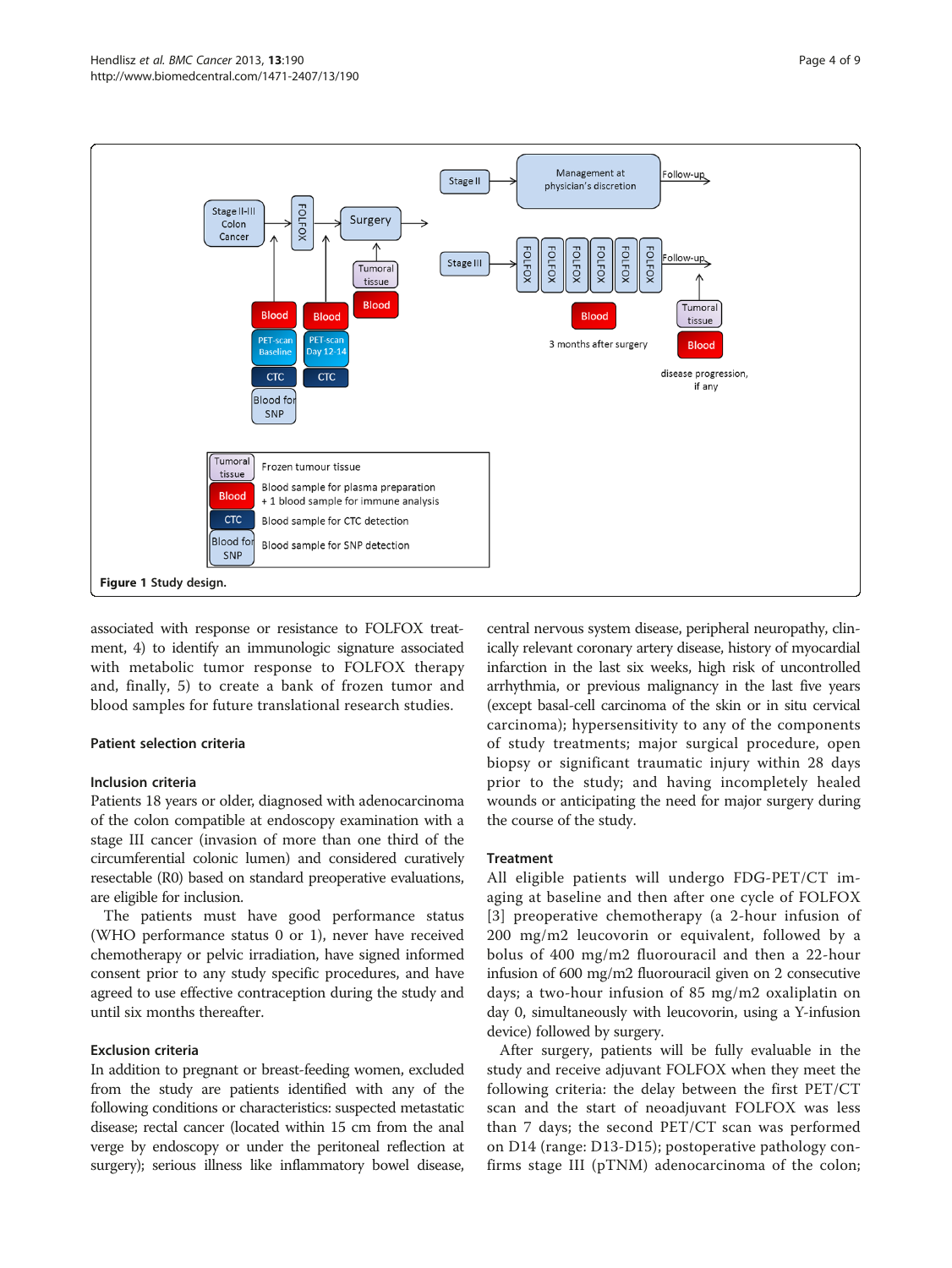**Figure 1** Study design.

associated with response or resistance to FOLFOX treatment, 4) to identify an immunologic signature associated with metabolic tumor response to FOLFOX therapy and, finally, 5) to create a bank of frozen tumor and blood samples for future translational research studies.

### Patient selection criteria

#### Inclusion criteria

Patients 18 years or older, diagnosed with adenocarcinoma of the colon compatible at endoscopy examination with a stage III cancer (invasion of more than one third of the circumferential colonic lumen) and considered curatively resectable (R0) based on standard preoperative evaluations, are eligible for inclusion.

The patients must have good performance status (WHO performance status 0 or 1), never have received chemotherapy or pelvic irradiation, have signed informed consent prior to any study specific procedures, and have agreed to use effective contraception during the study and until six months thereafter.

#### Exclusion criteria

In addition to pregnant or breast-feeding women, excluded from the study are patients identified with any of the following conditions or characteristics: suspected metastatic disease; rectal cancer (located within 15 cm from the anal verge by endoscopy or under the peritoneal reflection at surgery); serious illness like inflammatory bowel disease, central nervous system disease, peripheral neuropathy, clinically relevant coronary artery disease, history of myocardial infarction in the last six weeks, high risk of uncontrolled arrhythmia, or previous malignancy in the last five years (except basal-cell carcinoma of the skin or in situ cervical carcinoma); hypersensitivity to any of the components of study treatments; major surgical procedure, open biopsy or significant traumatic injury within 28 days prior to the study; and having incompletely healed wounds or anticipating the need for major surgery during the course of the study.

### Treatment

All eligible patients will undergo FDG-PET/CT imaging at baseline and then after one cycle of FOLFOX [3] preoperative chemotherapy (a 2-hour infusion of 200 mg/m2 leucovorin or equivalent, followed by a bolus of 400 mg/m2 fluorouracil and then a 22-hour infusion of 600 mg/m2 fluorouracil given on 2 consecutive days; a two-hour infusion of 85 mg/m2 oxaliplatin on day 0, simultaneously with leucovorin, using a Y-infusion device) followed by surgery.

After surgery, patients will be fully evaluable in the study and receive adjuvant FOLFOX when they meet the following criteria: the delay between the first PET/CT scan and the start of neoadjuvant FOLFOX was less than 7 days; the second PET/CT scan was performed on D14 (range: D13-D15); postoperative pathology confirms stage III (pTNM) adenocarcinoma of the colon;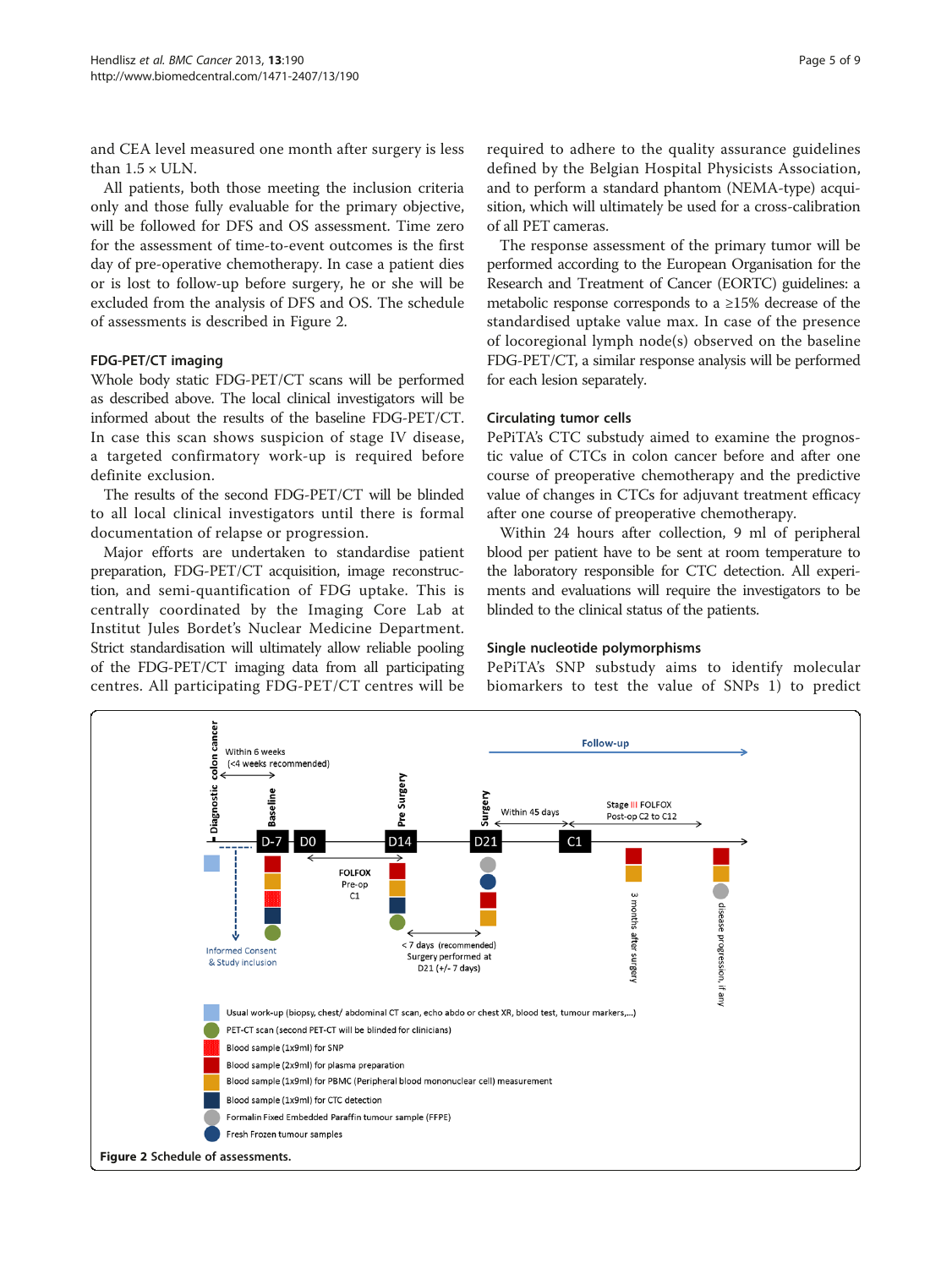and CEA level measured one month after surgery is less than 1.5 × ULN.

All patients, both those meeting the inclusion criteria only and those fully evaluable for the primary objective, will be followed for DFS and OS assessment. Time zero for the assessment of time-to-event outcomes is the first day of pre-operative chemotherapy. In case a patient dies or is lost to follow-up before surgery, he or she will be excluded from the analysis of DFS and OS. The schedule of assessments is described in Figure 2.

### FDG-PET/CT imaging

Whole body static FDG-PET/CT scans will be performed as described above. The local clinical investigators will be informed about the results of the baseline FDG-PET/CT. In case this scan shows suspicion of stage IV disease, a targeted confirmatory work-up is required before definite exclusion.

The results of the second FDG-PET/CT will be blinded to all local clinical investigators until there is formal documentation of relapse or progression.

Major efforts are undertaken to standardise patient preparation, FDG-PET/CT acquisition, image reconstruction, and semi-quantification of FDG uptake. This is centrally coordinated by the Imaging Core Lab at Institut Jules Bordet's Nuclear Medicine Department. Strict standardisation will ultimately allow reliable pooling of the FDG-PET/CT imaging data from all participating centres. All participating FDG-PET/CT centres will be required to adhere to the quality assurance guidelines defined by the Belgian Hospital Physicists Association, and to perform a standard phantom (NEMA-type) acquisition, which will ultimately be used for a cross-calibration of all PET cameras.

The response assessment of the primary tumor will be performed according to the European Organisation for the Research and Treatment of Cancer (EORTC) guidelines: a metabolic response corresponds to a ≥15% decrease of the standardised uptake value max. In case of the presence of locoregional lymph node(s) observed on the baseline FDG-PET/CT, a similar response analysis will be performed for each lesion separately.

### Circulating tumor cells

PePiTA's CTC substudy aimed to examine the prognostic value of CTCs in colon cancer before and after one course of preoperative chemotherapy and the predictive value of changes in CTCs for adjuvant treatment efficacy after one course of preoperative chemotherapy.

Within 24 hours after collection, 9 ml of peripheral blood per patient have to be sent at room temperature to the laboratory responsible for CTC detection. All experiments and evaluations will require the investigators to be blinded to the clinical status of the patients.

### Single nucleotide polymorphisms

PePiTA's SNP substudy aims to identify molecular biomarkers to test the value of SNPs 1) to predict

**Figure 2** Schedule of assessments.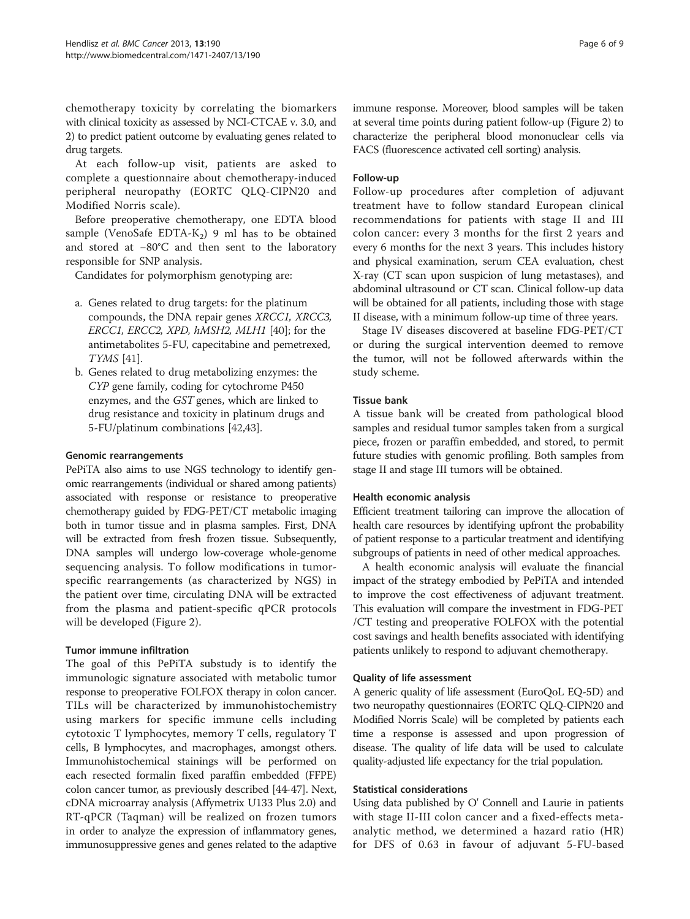chemotherapy toxicity by correlating the biomarkers with clinical toxicity as assessed by NCI-CTCAE v. 3.0, and 2) to predict patient outcome by evaluating genes related to drug targets.

At each follow-up visit, patients are asked to complete a questionnaire about chemotherapy-induced peripheral neuropathy (EORTC QLQ-CIPN20 and Modified Norris scale).

Before preoperative chemotherapy, one EDTA blood sample (VenoSafe EDTA-$K_2$) 9 ml has to be obtained and stored at −80°C and then sent to the laboratory responsible for SNP analysis.

Candidates for polymorphism genotyping are:

a. Genes related to drug targets: for the platinum compounds, the DNA repair genes *XRCC1, XRCC3, ERCC1, ERCC2, XPD, hMSH2, MLH1* [40]; for the antimetabolites 5-FU, capecitabine and pemetrexed, *TYMS* [41].
b. Genes related to drug metabolizing enzymes: the *CYP* gene family, coding for cytochrome P450 enzymes, and the *GST* genes, which are linked to drug resistance and toxicity in platinum drugs and 5-FU/platinum combinations [42,43].

#### Genomic rearrangements

PePiTA also aims to use NGS technology to identify genomic rearrangements (individual or shared among patients) associated with response or resistance to preoperative chemotherapy guided by FDG-PET/CT metabolic imaging both in tumor tissue and in plasma samples. First, DNA will be extracted from fresh frozen tissue. Subsequently, DNA samples will undergo low-coverage whole-genome sequencing analysis. To follow modifications in tumor-specific rearrangements (as characterized by NGS) in the patient over time, circulating DNA will be extracted from the plasma and patient-specific qPCR protocols will be developed (Figure 2).

#### Tumor immune infiltration

The goal of this PePiTA substudy is to identify the immunologic signature associated with metabolic tumor response to preoperative FOLFOX therapy in colon cancer. TILs will be characterized by immunohistochemistry using markers for specific immune cells including cytotoxic T lymphocytes, memory T cells, regulatory T cells, B lymphocytes, and macrophages, amongst others. Immunohistochemical stainings will be performed on each resected formalin fixed paraffin embedded (FFPE) colon cancer tumor, as previously described [44-47]. Next, cDNA microarray analysis (Affymetrix U133 Plus 2.0) and RT-qPCR (Taqman) will be realized on frozen tumors in order to analyze the expression of inflammatory genes, immunosuppressive genes and genes related to the adaptive immune response. Moreover, blood samples will be taken at several time points during patient follow-up (Figure 2) to characterize the peripheral blood mononuclear cells via FACS (fluorescence activated cell sorting) analysis.

#### Follow-up

Follow-up procedures after completion of adjuvant treatment have to follow standard European clinical recommendations for patients with stage II and III colon cancer: every 3 months for the first 2 years and every 6 months for the next 3 years. This includes history and physical examination, serum CEA evaluation, chest X-ray (CT scan upon suspicion of lung metastases), and abdominal ultrasound or CT scan. Clinical follow-up data will be obtained for all patients, including those with stage II disease, with a minimum follow-up time of three years.

Stage IV diseases discovered at baseline FDG-PET/CT or during the surgical intervention deemed to remove the tumor, will not be followed afterwards within the study scheme.

#### Tissue bank

A tissue bank will be created from pathological blood samples and residual tumor samples taken from a surgical piece, frozen or paraffin embedded, and stored, to permit future studies with genomic profiling. Both samples from stage II and stage III tumors will be obtained.

#### Health economic analysis

Efficient treatment tailoring can improve the allocation of health care resources by identifying upfront the probability of patient response to a particular treatment and identifying subgroups of patients in need of other medical approaches.

A health economic analysis will evaluate the financial impact of the strategy embodied by PePiTA and intended to improve the cost effectiveness of adjuvant treatment. This evaluation will compare the investment in FDG-PET /CT testing and preoperative FOLFOX with the potential cost savings and health benefits associated with identifying patients unlikely to respond to adjuvant chemotherapy.

#### Quality of life assessment

A generic quality of life assessment (EuroQoL EQ-5D) and two neuropathy questionnaires (EORTC QLQ-CIPN20 and Modified Norris Scale) will be completed by patients each time a response is assessed and upon progression of disease. The quality of life data will be used to calculate quality-adjusted life expectancy for the trial population.

#### Statistical considerations

Using data published by O' Connell and Laurie in patients with stage II-III colon cancer and a fixed-effects meta-analytic method, we determined a hazard ratio (HR) for DFS of 0.63 in favour of adjuvant 5-FU-based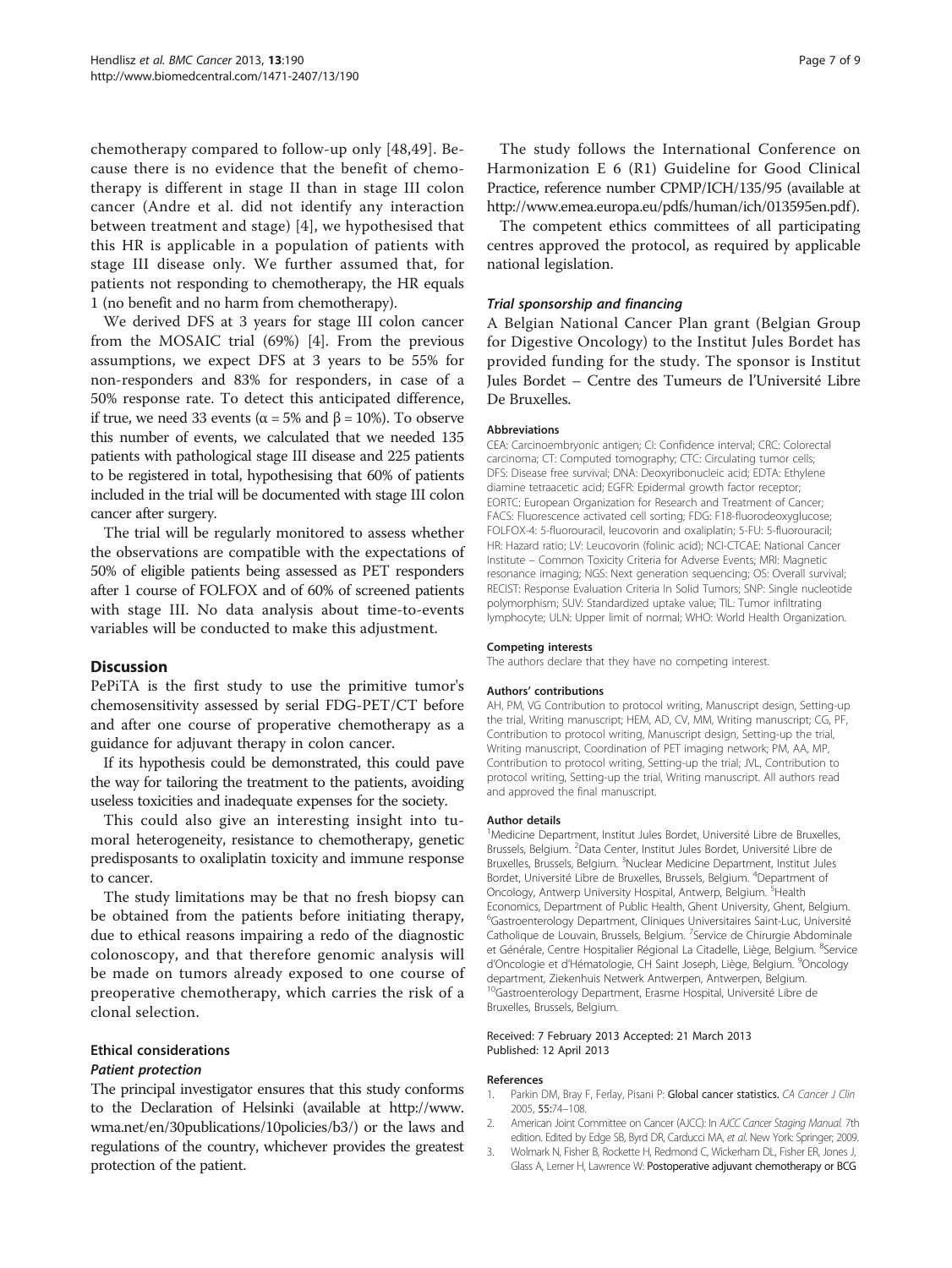chemotherapy compared to follow-up only [48,49]. Because there is no evidence that the benefit of chemotherapy is different in stage II than in stage III colon cancer (Andre et al. did not identify any interaction between treatment and stage) [4], we hypothesised that this HR is applicable in a population of patients with stage III disease only. We further assumed that, for patients not responding to chemotherapy, the HR equals 1 (no benefit and no harm from chemotherapy).

We derived DFS at 3 years for stage III colon cancer from the MOSAIC trial (69%) [4]. From the previous assumptions, we expect DFS at 3 years to be 55% for non-responders and 83% for responders, in case of a 50% response rate. To detect this anticipated difference, if true, we need 33 events ($\alpha$ = 5% and $\beta$ = 10%). To observe this number of events, we calculated that we needed 135 patients with pathological stage III disease and 225 patients to be registered in total, hypothesising that 60% of patients included in the trial will be documented with stage III colon cancer after surgery.

The trial will be regularly monitored to assess whether the observations are compatible with the expectations of 50% of eligible patients being assessed as PET responders after 1 course of FOLFOX and of 60% of screened patients with stage III. No data analysis about time-to-events variables will be conducted to make this adjustment.

## Discussion

PePiTA is the first study to use the primitive tumor's chemosensitivity assessed by serial FDG-PET/CT before and after one course of properative chemotherapy as a guidance for adjuvant therapy in colon cancer.

If its hypothesis could be demonstrated, this could pave the way for tailoring the treatment to the patients, avoiding useless toxicities and inadequate expenses for the society.

This could also give an interesting insight into tumoral heterogeneity, resistance to chemotherapy, genetic predisposants to oxaliplatin toxicity and immune response to cancer.

The study limitations may be that no fresh biopsy can be obtained from the patients before initiating therapy, due to ethical reasons impairing a redo of the diagnostic colonoscopy, and that therefore genomic analysis will be made on tumors already exposed to one course of preoperative chemotherapy, which carries the risk of a clonal selection.

### Ethical considerations

#### *Patient protection*

The principal investigator ensures that this study conforms to the Declaration of Helsinki (available at http://www.wma.net/en/30publications/10policies/b3/) or the laws and regulations of the country, whichever provides the greatest protection of the patient.

The study follows the International Conference on Harmonization E 6 (R1) Guideline for Good Clinical Practice, reference number CPMP/ICH/135/95 (available at http://www.emea.europa.eu/pdfs/human/ich/013595en.pdf).

The competent ethics committees of all participating centres approved the protocol, as required by applicable national legislation.

#### *Trial sponsorship and financing*

A Belgian National Cancer Plan grant (Belgian Group for Digestive Oncology) to the Institut Jules Bordet has provided funding for the study. The sponsor is Institut Jules Bordet – Centre des Tumeurs de l'Université Libre De Bruxelles.

#### Abbreviations

CEA: Carcinoembryonic antigen; CI: Confidence interval; CRC: Colorectal carcinoma; CT: Computed tomography; CTC: Circulating tumor cells; DFS: Disease free survival; DNA: Deoxyribonucleic acid; EDTA: Ethylene diamine tetraacetic acid; EGFR: Epidermal growth factor receptor; EORTC: European Organization for Research and Treatment of Cancer; FACS: Fluorescence activated cell sorting; FDG: F18-fluorodeoxyglucose; FOLFOX-4: 5-fluorouracil, leucovorin and oxaliplatin; 5-FU: 5-fluorouracil; HR: Hazard ratio; LV: Leucovorin (folinic acid); NCI-CTCAE: National Cancer Institute – Common Toxicity Criteria for Adverse Events; MRI: Magnetic resonance imaging; NGS: Next generation sequencing; OS: Overall survival; RECIST: Response Evaluation Criteria In Solid Tumors; SNP: Single nucleotide polymorphism; SUV: Standardized uptake value; TIL: Tumor infiltrating lymphocyte; ULN: Upper limit of normal; WHO: World Health Organization.

#### Competing interests

The authors declare that they have no competing interest.

#### Authors' contributions

AH, PM, VG Contribution to protocol writing, Manuscript design, Setting-up the trial, Writing manuscript; HEM, AD, CV, MM, Writing manuscript; CG, PF, Contribution to protocol writing, Manuscript design, Setting-up the trial, Writing manuscript, Coordination of PET imaging network; PM, AA, MP, Contribution to protocol writing, Setting-up the trial; JVL, Contribution to protocol writing, Setting-up the trial, Writing manuscript. All authors read and approved the final manuscript.

#### Author details

[1]Medicine Department, Institut Jules Bordet, Université Libre de Bruxelles, Brussels, Belgium. [2]Data Center, Institut Jules Bordet, Université Libre de Bruxelles, Brussels, Belgium. [3]Nuclear Medicine Department, Institut Jules Bordet, Université Libre de Bruxelles, Brussels, Belgium. [4]Department of Oncology, Antwerp University Hospital, Antwerp, Belgium. [5]Health Economics, Department of Public Health, Ghent University, Ghent, Belgium. [6]Gastroenterology Department, Cliniques Universitaires Saint-Luc, Université Catholique de Louvain, Brussels, Belgium. [7]Service de Chirurgie Abdominale et Générale, Centre Hospitalier Régional La Citadelle, Liège, Belgium. [8]Service d'Oncologie et d'Hématologie, CH Saint Joseph, Liège, Belgium. [9]Oncology department, Ziekenhuis Netwerk Antwerpen, Antwerpen, Belgium. [10]Gastroenterology Department, Erasme Hospital, Université Libre de Bruxelles, Brussels, Belgium.

Received: 7 February 2013 Accepted: 21 March 2013
Published: 12 April 2013

#### References

1. Parkin DM, Bray F, Ferlay, Pisani P: **Global cancer statistics.** *CA Cancer J Clin* 2005, **55:**74–108.
2. American Joint Committee on Cancer (AJCC): In *AJCC Cancer Staging Manual.* 7th edition. Edited by Edge SB, Byrd DR, Carducci MA, *et al.* New York: Springer; 2009.
3. Wolmark N, Fisher B, Rockette H, Redmond C, Wickerham DL, Fisher ER, Jones J, Glass A, Lerner H, Lawrence W: **Postoperative adjuvant chemotherapy or BCG**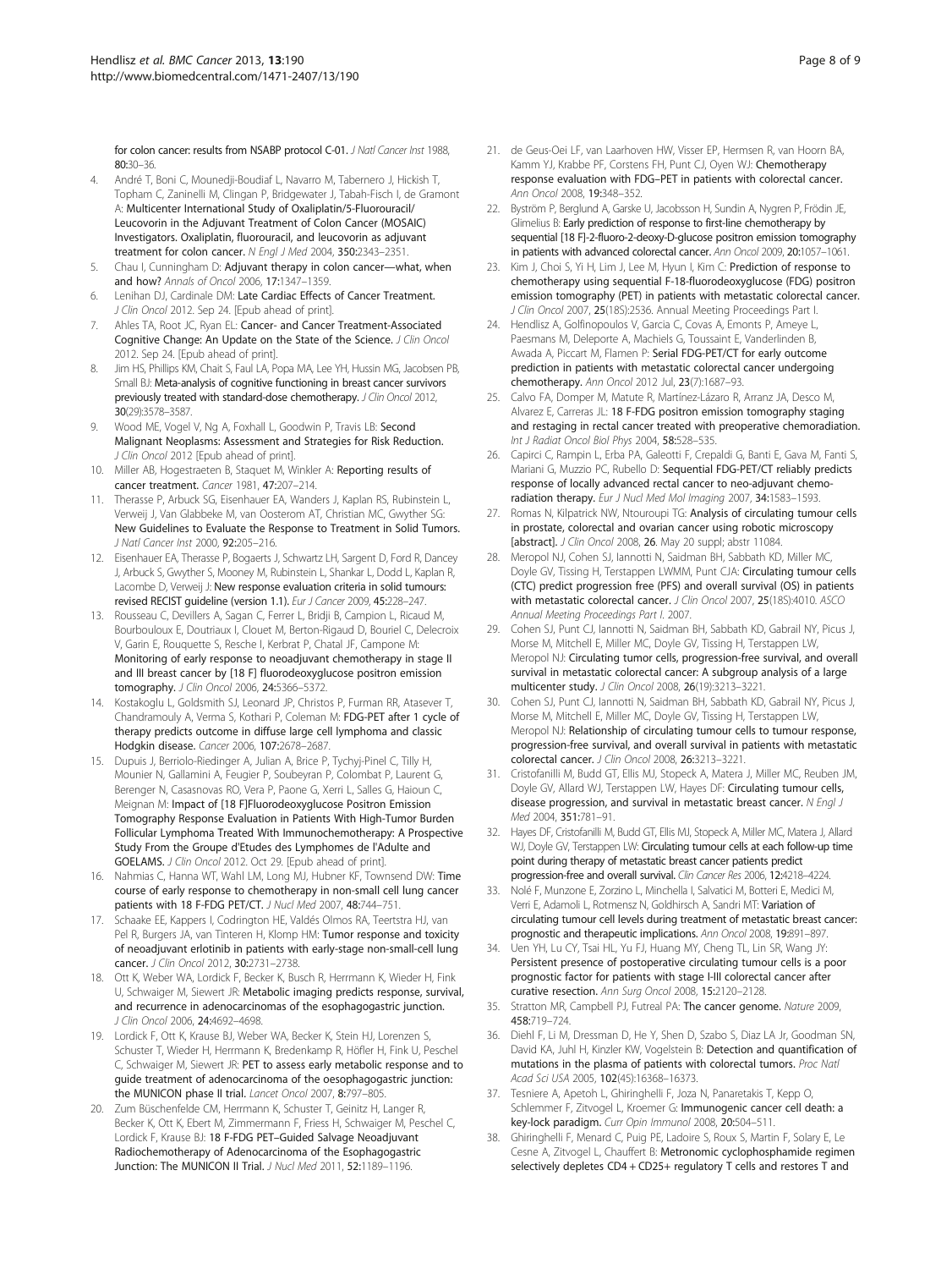for colon cancer: results from NSABP protocol C-01. *J Natl Cancer Inst* 1988, **80**:30–36.

4. André T, Boni C, Mounedji-Boudiaf L, Navarro M, Tabernero J, Hickish T, Topham C, Zaninelli M, Clingan P, Bridgewater J, Tabah-Fisch I, de Gramont A: **Multicenter International Study of Oxaliplatin/5-Fluorouracil/ Leucovorin in the Adjuvant Treatment of Colon Cancer (MOSAIC) Investigators. Oxaliplatin, fluorouracil, and leucovorin as adjuvant treatment for colon cancer.** *N Engl J Med* 2004, **350**:2343–2351.
5. Chau I, Cunningham D: **Adjuvant therapy in colon cancer—what, when and how?** *Annals of Oncol* 2006, **17**:1347–1359.
6. Lenihan DJ, Cardinale DM: **Late Cardiac Effects of Cancer Treatment.** *J Clin Oncol* 2012. Sep 24. [Epub ahead of print].
7. Ahles TA, Root JC, Ryan EL: **Cancer- and Cancer Treatment-Associated Cognitive Change: An Update on the State of the Science.** *J Clin Oncol* 2012. Sep 24. [Epub ahead of print].
8. Jim HS, Phillips KM, Chait S, Faul LA, Popa MA, Lee YH, Hussin MG, Jacobsen PB, Small BJ: **Meta-analysis of cognitive functioning in breast cancer survivors previously treated with standard-dose chemotherapy.** *J Clin Oncol* 2012, **30**(29):3578–3587.
9. Wood ME, Vogel V, Ng A, Foxhall L, Goodwin P, Travis LB: **Second Malignant Neoplasms: Assessment and Strategies for Risk Reduction.** *J Clin Oncol* 2012 [Epub ahead of print].
10. Miller AB, Hogestraeten B, Staquet M, Winkler A: **Reporting results of cancer treatment.** *Cancer* 1981, **47**:207–214.
11. Therasse P, Arbuck SG, Eisenhauer EA, Wanders J, Kaplan RS, Rubinstein L, Verweij J, Van Glabbeke M, van Oosterom AT, Christian MC, Gwyther SG: **New Guidelines to Evaluate the Response to Treatment in Solid Tumors.** *J Natl Cancer Inst* 2000, **92**:205–216.
12. Eisenhauer EA, Therasse P, Bogaerts J, Schwartz LH, Sargent D, Ford R, Dancey J, Arbuck S, Gwyther S, Mooney M, Rubinstein L, Shankar L, Dodd L, Kaplan R, Lacombe D, Verweij J: **New response evaluation criteria in solid tumours: revised RECIST guideline (version 1.1).** *Eur J Cancer* 2009, **45**:228–247.
13. Rousseau C, Devillers A, Sagan C, Ferrer L, Bridji B, Campion L, Ricaud M, Bourbouloux E, Doutriaux I, Clouet M, Berton-Rigaud D, Bouriel C, Delecroix V, Garin E, Rouquette S, Resche I, Kerbrat P, Chatal JF, Campone M: **Monitoring of early response to neoadjuvant chemotherapy in stage II and III breast cancer by [18 F] fluorodeoxyglucose positron emission tomography.** *J Clin Oncol* 2006, **24**:5366–5372.
14. Kostakoglu L, Goldsmith SJ, Leonard JP, Christos P, Furman RR, Atasever T, Chandramouly A, Verma S, Kothari P, Coleman M: **FDG-PET after 1 cycle of therapy predicts outcome in diffuse large cell lymphoma and classic Hodgkin disease.** *Cancer* 2006, **107**:2678–2687.
15. Dupuis J, Berriolo-Riedinger A, Julian A, Brice P, Tychyj-Pinel C, Tilly H, Mounier N, Gallamini A, Feugier P, Soubeyran P, Colombat P, Laurent G, Berenger N, Casasnovas RO, Vera P, Paone G, Xerri L, Salles G, Haioun C, Meignan M: **Impact of [18 F]Fluorodeoxyglucose Positron Emission Tomography Response Evaluation in Patients With High-Tumor Burden Follicular Lymphoma Treated With Immunochemotherapy: A Prospective Study From the Groupe d'Etudes des Lymphomes de l'Adulte and GOELAMS.** *J Clin Oncol* 2012. Oct 29. [Epub ahead of print].
16. Nahmias C, Hanna WT, Wahl LM, Long MJ, Hubner KF, Townsend DW: **Time course of early response to chemotherapy in non-small cell lung cancer patients with 18 F-FDG PET/CT.** *J Nucl Med* 2007, **48**:744–751.
17. Schaake EE, Kappers I, Codrington HE, Valdés Olmos RA, Teertstra HJ, van Pel R, Burgers JA, van Tinteren H, Klomp HM: **Tumor response and toxicity of neoadjuvant erlotinib in patients with early-stage non-small-cell lung cancer.** *J Clin Oncol* 2012, **30**:2731–2738.
18. Ott K, Weber WA, Lordick F, Becker K, Busch R, Herrmann K, Wieder H, Fink U, Schwaiger M, Siewert JR: **Metabolic imaging predicts response, survival, and recurrence in adenocarcinomas of the esophagogastric junction.** *J Clin Oncol* 2006, **24**:4692–4698.
19. Lordick F, Ott K, Krause BJ, Weber WA, Becker K, Stein HJ, Lorenzen S, Schuster T, Wieder H, Herrmann K, Bredenkamp R, Höfler H, Fink U, Peschel C, Schwaiger M, Siewert JR: **PET to assess early metabolic response and to guide treatment of adenocarcinoma of the oesophagogastric junction: the MUNICON phase II trial.** *Lancet Oncol* 2007, **8**:797–805.
20. Zum Büschenfelde CM, Herrmann K, Schuster T, Geinitz H, Langer R, Becker K, Ott K, Ebert M, Zimmermann F, Friess H, Schwaiger M, Peschel C, Lordick F, Krause BJ: **18 F-FDG PET–Guided Salvage Neoadjuvant Radiochemotherapy of Adenocarcinoma of the Esophagogastric Junction: The MUNICON II Trial.** *J Nucl Med* 2011, **52**:1189–1196.
21. de Geus-Oei LF, van Laarhoven HW, Visser EP, Hermsen R, van Hoorn BA, Kamm YJ, Krabbe PF, Corstens FH, Punt CJ, Oyen WJ: **Chemotherapy response evaluation with FDG–PET in patients with colorectal cancer.** *Ann Oncol* 2008, **19**:348–352.
22. Byström P, Berglund A, Garske U, Jacobsson H, Sundin A, Nygren P, Frödin JE, Glimelius B: **Early prediction of response to first-line chemotherapy by sequential [18 F]-2-fluoro-2-deoxy-D-glucose positron emission tomography in patients with advanced colorectal cancer.** *Ann Oncol* 2009, **20**:1057–1061.
23. Kim J, Choi S, Yi H, Lim J, Lee M, Hyun I, Kim C: **Prediction of response to chemotherapy using sequential F-18-fluorodeoxyglucose (FDG) positron emission tomography (PET) in patients with metastatic colorectal cancer.** *J Clin Oncol* 2007, **25**(18S):2536. Annual Meeting Proceedings Part I.
24. Hendlisz A, Golfinopoulos V, Garcia C, Covas A, Emonts P, Ameye L, Paesmans M, Deleporte A, Machiels G, Toussaint E, Vanderlinden B, Awada A, Piccart M, Flamen P: **Serial FDG-PET/CT for early outcome prediction in patients with metastatic colorectal cancer undergoing chemotherapy.** *Ann Oncol* 2012 Jul, **23**(7):1687–93.
25. Calvo FA, Domper M, Matute R, Martínez-Lázaro R, Arranz JA, Desco M, Alvarez E, Carreras JL: **18 F-FDG positron emission tomography staging and restaging in rectal cancer treated with preoperative chemoradiation.** *Int J Radiat Oncol Biol Phys* 2004, **58**:528–535.
26. Capirci C, Rampin L, Erba PA, Galeotti F, Crepaldi G, Banti E, Gava M, Fanti S, Mariani G, Muzzio PC, Rubello D: **Sequential FDG-PET/CT reliably predicts response of locally advanced rectal cancer to neo-adjuvant chemo-radiation therapy.** *Eur J Nucl Med Mol Imaging* 2007, **34**:1583–1593.
27. Romas N, Kilpatrick NW, Ntouroupi TG: **Analysis of circulating tumour cells in prostate, colorectal and ovarian cancer using robotic microscopy [abstract].** *J Clin Oncol* 2008, **26**. May 20 suppl; abstr 11084.
28. Meropol NJ, Cohen SJ, Iannotti N, Saidman BH, Sabbath KD, Miller MC, Doyle GV, Tissing H, Terstappen LWMM, Punt CJA: **Circulating tumour cells (CTC) predict progression free (PFS) and overall survival (OS) in patients with metastatic colorectal cancer.** *J Clin Oncol* 2007, **25**(18S):4010. *ASCO Annual Meeting Proceedings Part I*. 2007.
29. Cohen SJ, Punt CJ, Iannotti N, Saidman BH, Sabbath KD, Gabrail NY, Picus J, Morse M, Mitchell E, Miller MC, Doyle GV, Tissing H, Terstappen LW, Meropol NJ: **Circulating tumor cells, progression-free survival, and overall survival in metastatic colorectal cancer: A subgroup analysis of a large multicenter study.** *J Clin Oncol* 2008, **26**(19):3213–3221.
30. Cohen SJ, Punt CJ, Iannotti N, Saidman BH, Sabbath KD, Gabrail NY, Picus J, Morse M, Mitchell E, Miller MC, Doyle GV, Tissing H, Terstappen LW, Meropol NJ: **Relationship of circulating tumour cells to tumour response, progression-free survival, and overall survival in patients with metastatic colorectal cancer.** *J Clin Oncol* 2008, **26**:3213–3221.
31. Cristofanilli M, Budd GT, Ellis MJ, Stopeck A, Matera J, Miller MC, Reuben JM, Doyle GV, Allard WJ, Terstappen LW, Hayes DF: **Circulating tumour cells, disease progression, and survival in metastatic breast cancer.** *N Engl J Med* 2004, **351**:781–91.
32. Hayes DF, Cristofanilli M, Budd GT, Ellis MJ, Stopeck A, Miller MC, Matera J, Allard WJ, Doyle GV, Terstappen LW: **Circulating tumour cells at each follow-up time point during therapy of metastatic breast cancer patients predict progression-free and overall survival.** *Clin Cancer Res* 2006, **12**:4218–4224.
33. Nolé F, Munzone E, Zorzino L, Minchella I, Salvatici M, Botteri E, Medici M, Verri E, Adamoli L, Rotmensz N, Goldhirsch A, Sandri MT: **Variation of circulating tumour cell levels during treatment of metastatic breast cancer: prognostic and therapeutic implications.** *Ann Oncol* 2008, **19**:891–897.
34. Uen YH, Lu CY, Tsai HL, Yu FJ, Huang MY, Cheng TL, Lin SR, Wang JY: **Persistent presence of postoperative circulating tumour cells is a poor prognostic factor for patients with stage I-III colorectal cancer after curative resection.** *Ann Surg Oncol* 2008, **15**:2120–2128.
35. Stratton MR, Campbell PJ, Futreal PA: **The cancer genome.** *Nature* 2009, **458**:719–724.
36. Diehl F, Li M, Dressman D, He Y, Shen D, Szabo S, Diaz LA Jr, Goodman SN, David KA, Juhl H, Kinzler KW, Vogelstein B: **Detection and quantification of mutations in the plasma of patients with colorectal tumors.** *Proc Natl Acad Sci USA* 2005, **102**(45):16368–16373.
37. Tesniere A, Apetoh L, Ghiringhelli F, Joza N, Panaretakis T, Kepp O, Schlemmer F, Zitvogel L, Kroemer G: **Immunogenic cancer cell death: a key-lock paradigm.** *Curr Opin Immunol* 2008, **20**:504–511.
38. Ghiringhelli F, Menard C, Puig PE, Ladoire S, Roux S, Martin F, Solary E, Le Cesne A, Zitvogel L, Chauffert B: **Metronomic cyclophosphamide regimen selectively depletes CD4 + CD25+ regulatory T cells and restores T and**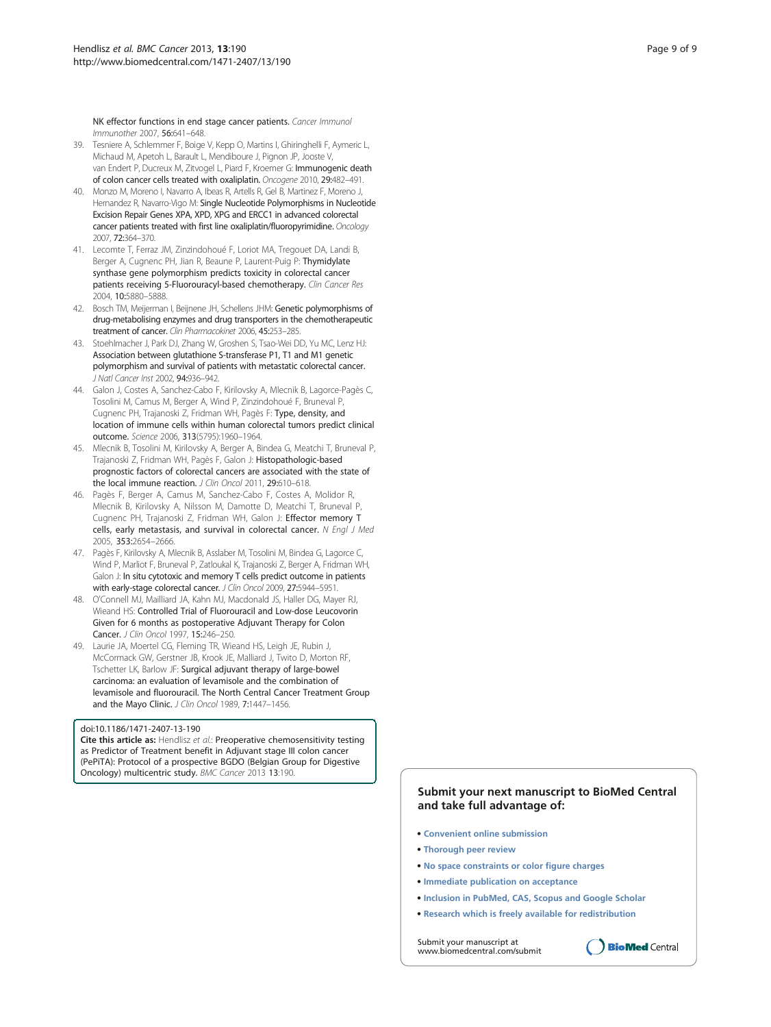NK effector functions in end stage cancer patients. *Cancer Immunol Immunother* 2007, **56:**641–648.

39. Tesniere A, Schlemmer F, Boige V, Kepp O, Martins I, Ghiringhelli F, Aymeric L, Michaud M, Apetoh L, Barault L, Mendiboure J, Pignon JP, Jooste V, van Endert P, Ducreux M, Zitvogel L, Piard F, Kroemer G: Immunogenic death of colon cancer cells treated with oxaliplatin. *Oncogene* 2010, **29:**482–491.
40. Monzo M, Moreno I, Navarro A, Ibeas R, Artells R, Gel B, Martinez F, Moreno J, Hernandez R, Navarro-Vigo M: Single Nucleotide Polymorphisms in Nucleotide Excision Repair Genes XPA, XPD, XPG and ERCC1 in advanced colorectal cancer patients treated with first line oxaliplatin/fluoropyrimidine. *Oncology* 2007, **72:**364–370.
41. Lecomte T, Ferraz JM, Zinzindohoué F, Loriot MA, Tregouet DA, Landi B, Berger A, Cugnenc PH, Jian R, Beaune P, Laurent-Puig P: Thymidylate synthase gene polymorphism predicts toxicity in colorectal cancer patients receiving 5-Fluorouracyl-based chemotherapy. *Clin Cancer Res* 2004, **10:**5880–5888.
42. Bosch TM, Meijerman I, Beijnene JH, Schellens JHM: Genetic polymorphisms of drug-metabolising enzymes and drug transporters in the chemotherapeutic treatment of cancer. *Clin Pharmacokinet* 2006, **45:**253–285.
43. Stoehlmacher J, Park DJ, Zhang W, Groshen S, Tsao-Wei DD, Yu MC, Lenz HJ: Association between glutathione S-transferase P1, T1 and M1 genetic polymorphism and survival of patients with metastatic colorectal cancer. *J Natl Cancer Inst* 2002, **94:**936–942.
44. Galon J, Costes A, Sanchez-Cabo F, Kirilovsky A, Mlecnik B, Lagorce-Pagès C, Tosolini M, Camus M, Berger A, Wind P, Zinzindohoué F, Bruneval P, Cugnenc PH, Trajanoski Z, Fridman WH, Pagès F: Type, density, and location of immune cells within human colorectal tumors predict clinical outcome. *Science* 2006, 313(5795):1960–1964.
45. Mlecnik B, Tosolini M, Kirilovsky A, Berger A, Bindea G, Meatchi T, Bruneval P, Trajanoski Z, Fridman WH, Pagès F, Galon J: Histopathologic-based prognostic factors of colorectal cancers are associated with the state of the local immune reaction. *J Clin Oncol* 2011, **29:**610–618.
46. Pagès F, Berger A, Camus M, Sanchez-Cabo F, Costes A, Molidor R, Mlecnik B, Kirilovsky A, Nilsson M, Damotte D, Meatchi T, Bruneval P, Cugnenc PH, Trajanoski Z, Fridman WH, Galon J: Effector memory T cells, early metastasis, and survival in colorectal cancer. *N Engl J Med* 2005, **353:**2654–2666.
47. Pagès F, Kirilovsky A, Mlecnik B, Asslaber M, Tosolini M, Bindea G, Lagorce C, Wind P, Marliot F, Bruneval P, Zatloukal K, Trajanoski Z, Berger A, Fridman WH, Galon J: In situ cytotoxic and memory T cells predict outcome in patients with early-stage colorectal cancer. *J Clin Oncol* 2009, **27:**5944–5951.
48. O'Connell MJ, Mailliard JA, Kahn MJ, Macdonald JS, Haller DG, Mayer RJ, Wieand HS: Controlled Trial of Fluorouracil and Low-dose Leucovorin Given for 6 months as postoperative Adjuvant Therapy for Colon Cancer. *J Clin Oncol* 1997, **15:**246–250.
49. Laurie JA, Moertel CG, Fleming TR, Wieand HS, Leigh JE, Rubin J, McCormack GW, Gerstner JB, Krook JE, Malliard J, Twito D, Morton RF, Tschetter LK, Barlow JF: Surgical adjuvant therapy of large-bowel carcinoma: an evaluation of levamisole and the combination of levamisole and fluorouracil. The North Central Cancer Treatment Group and the Mayo Clinic. *J Clin Oncol* 1989, **7:**1447–1456.

doi:10.1186/1471-2407-13-190

**Cite this article as:** Hendlisz *et al.*: Preoperative chemosensitivity testing as Predictor of Treatment benefit in Adjuvant stage III colon cancer (PePiTA): Protocol of a prospective BGDO (Belgian Group for Digestive Oncology) multicentric study. *BMC Cancer* 2013 **13**:190.

**Submit your next manuscript to BioMed Central and take full advantage of:**

- **Convenient online submission**
- **Thorough peer review**
- **No space constraints or color figure charges**
- **Immediate publication on acceptance**
- **Inclusion in PubMed, CAS, Scopus and Google Scholar**
- **Research which is freely available for redistribution**

Submit your manuscript at www.biomedcentral.com/submit

BioMed Central